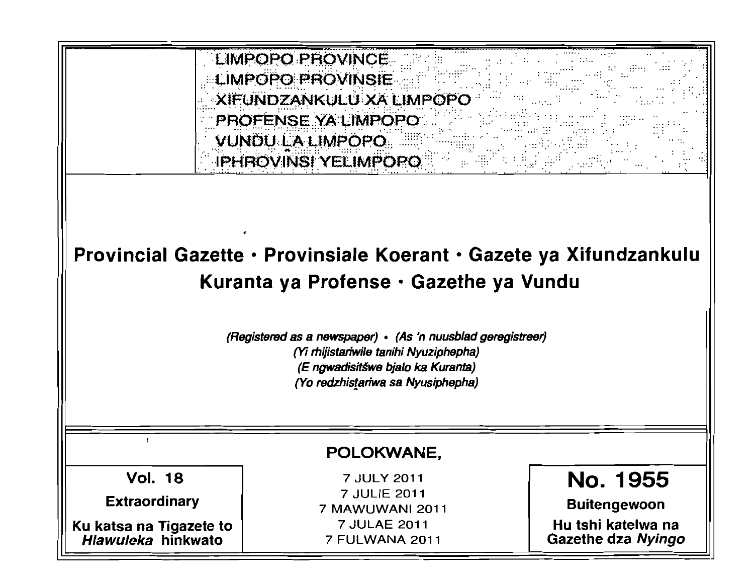LIMPOPO PROVINCE
LIMPOPO PROVINSIE
XIFUNDZANKULU XA LIMPOPO
PROFENSE YA LIMPOPO
VUNDU LA LIMPOPO
IPHROVINSI YELIMPOPO

# Provincial Gazette • Provinsiale Koerant • Gazete ya Xifundzankulu
# Kuranta ya Profense • Gazethe ya Vundu

*(Registered as a newspaper)* • *(As 'n nuusblad geregistreer)*
*(Yi rhijistariwile tanihi Nyuziphepha)*
*(E ngwadisitšwe bjalo ka Kuranta)*
*(Yo redzhistariwa sa Nyusiphepha)*

**POLOKWANE,**

| **Vol. 18** | 7 JULY 2011 | **No. 1955** |
|---|---|---|
| **Extraordinary** | 7 JULIE 2011 | **Buitengewoon** |
| **Ku katsa na Tigazete to *Hlawuleka* hinkwato** | 7 MAWUWANI 2011<br>7 JULAE 2011<br>7 FULWANA 2011 | **Hu tshi katelwa na Gazethe dza *Nyingo*** |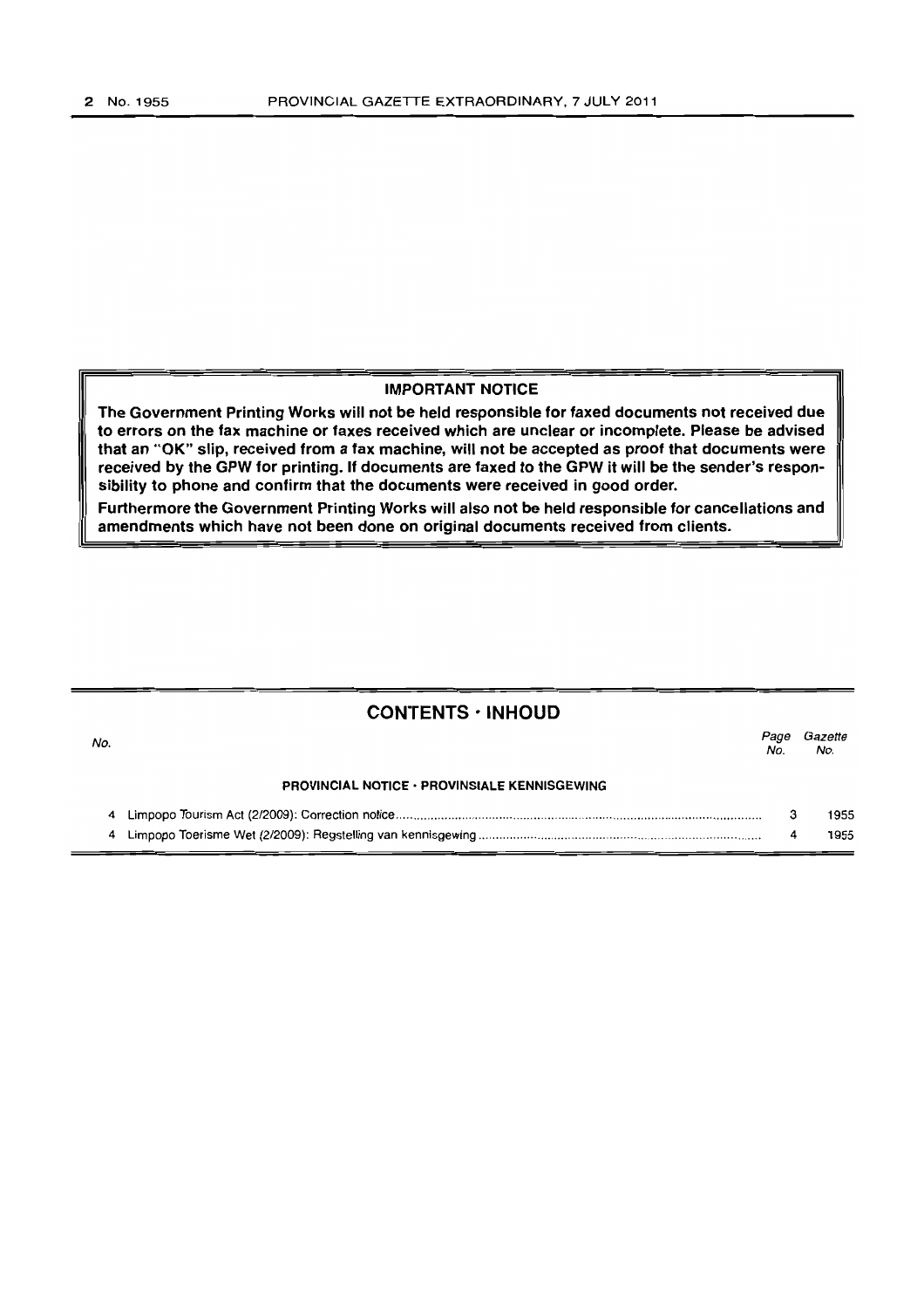**IMPORTANT NOTICE**

**The Government Printing Works will not be held responsible for faxed documents not received due to errors on the fax machine or faxes received which are unclear or incomplete. Please be advised that an "OK" slip, received from a fax machine, will not be accepted as proof that documents were received by the GPW for printing. If documents are faxed to the GPW it will be the sender's responsibility to phone and confirm that the documents were received in good order.**

**Furthermore the Government Printing Works will also not be held responsible for cancellations and amendments which have not been done on original documents received from clients.**

## CONTENTS · INHOUD

| No. | | Page No. | Gazette No. |
|---|---|---|---|
| | **PROVINCIAL NOTICE · PROVINSIALE KENNISGEWING** | | |
| 4 | Limpopo Tourism Act (2/2009): Correction notice | 3 | 1955 |
| 4 | Limpopo Toerisme Wet (2/2009): Regstelling van kennisgewing | 4 | 1955 |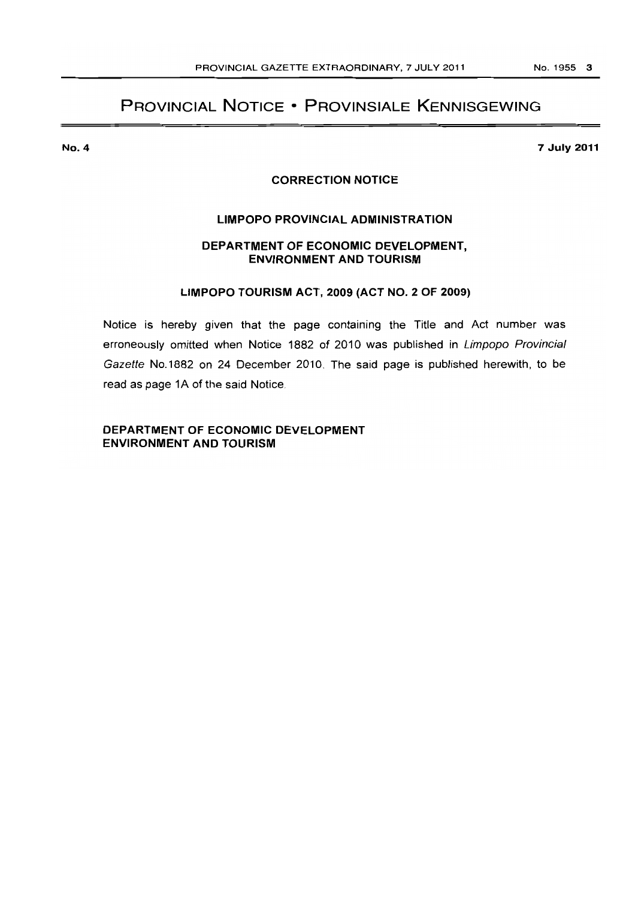# PROVINCIAL NOTICE • PROVINSIALE KENNISGEWING

**No. 4** **7 July 2011**

**CORRECTION NOTICE**

**LIMPOPO PROVINCIAL ADMINISTRATION**

**DEPARTMENT OF ECONOMIC DEVELOPMENT, ENVIRONMENT AND TOURISM**

**LIMPOPO TOURISM ACT, 2009 (ACT NO. 2 OF 2009)**

Notice is hereby given that the page containing the Title and Act number was erroneously omitted when Notice 1882 of 2010 was published in *Limpopo Provincial Gazette* No.1882 on 24 December 2010. The said page is published herewith, to be read as page 1A of the said Notice.

**DEPARTMENT OF ECONOMIC DEVELOPMENT ENVIRONMENT AND TOURISM**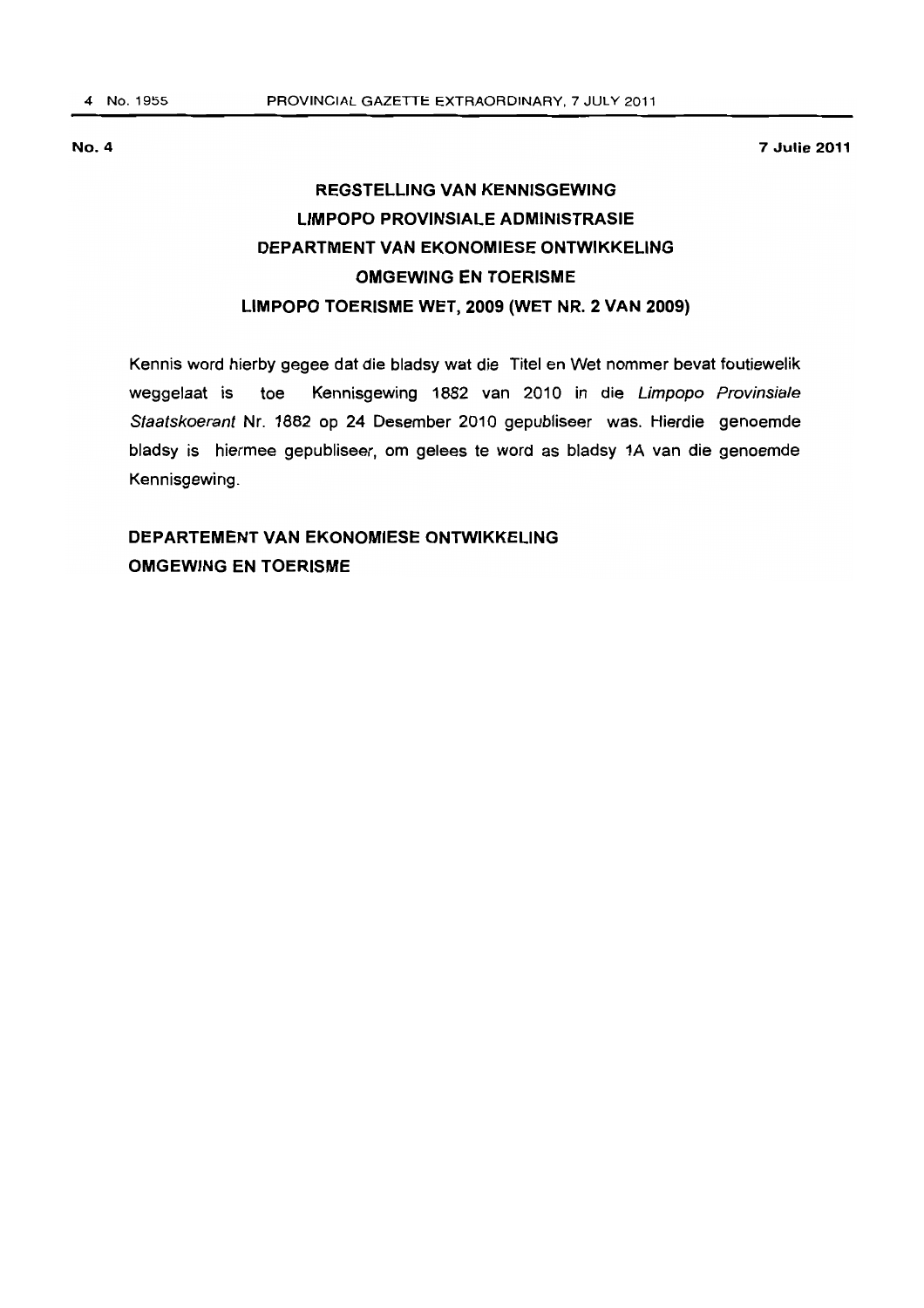No. 4 **7 Julie 2011**

## REGSTELLING VAN KENNISGEWING
## LIMPOPO PROVINSIALE ADMINISTRASIE
## DEPARTMENT VAN EKONOMIESE ONTWIKKELING
## OMGEWING EN TOERISME
## LIMPOPO TOERISME WET, 2009 (WET NR. 2 VAN 2009)

Kennis word hierby gegee dat die bladsy wat die Titel en Wet nommer bevat foutiewelik weggelaat is toe Kennisgewing 1882 van 2010 in die *Limpopo Provinsiale Staatskoerant* Nr. 1882 op 24 Desember 2010 gepubliseer was. Hierdie genoemde bladsy is hiermee gepubliseer, om gelees te word as bladsy 1A van die genoemde Kennisgewing.

**DEPARTEMENT VAN EKONOMIESE ONTWIKKELING**
**OMGEWING EN TOERISME**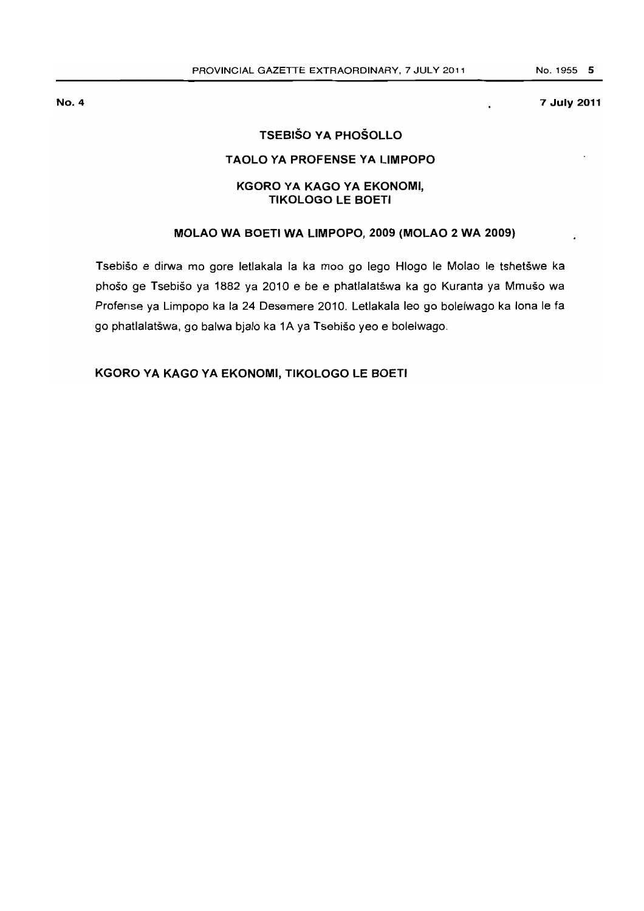**No. 4** **7 July 2011**

## TSEBIŠO YA PHOŠOLLO

### TAOLO YA PROFENSE YA LIMPOPO

### KGORO YA KAGO YA EKONOMI, TIKOLOGO LE BOETI

### MOLAO WA BOETI WA LIMPOPO, 2009 (MOLAO 2 WA 2009)

Tsebišo e dirwa mo gore letlakala la ka moo go lego Hlogo le Molao le tshetšwe ka phošo ge Tsebišo ya 1882 ya 2010 e be e phatlalatšwa ka go Kuranta ya Mmušo wa Profense ya Limpopo ka la 24 Desemere 2010. Letlakala leo go boleiwago ka lona le fa go phatlalatšwa, go balwa bjalo ka 1A ya Tsebišo yeo e boleiwago.

**KGORO YA KAGO YA EKONOMI, TIKOLOGO LE BOETI**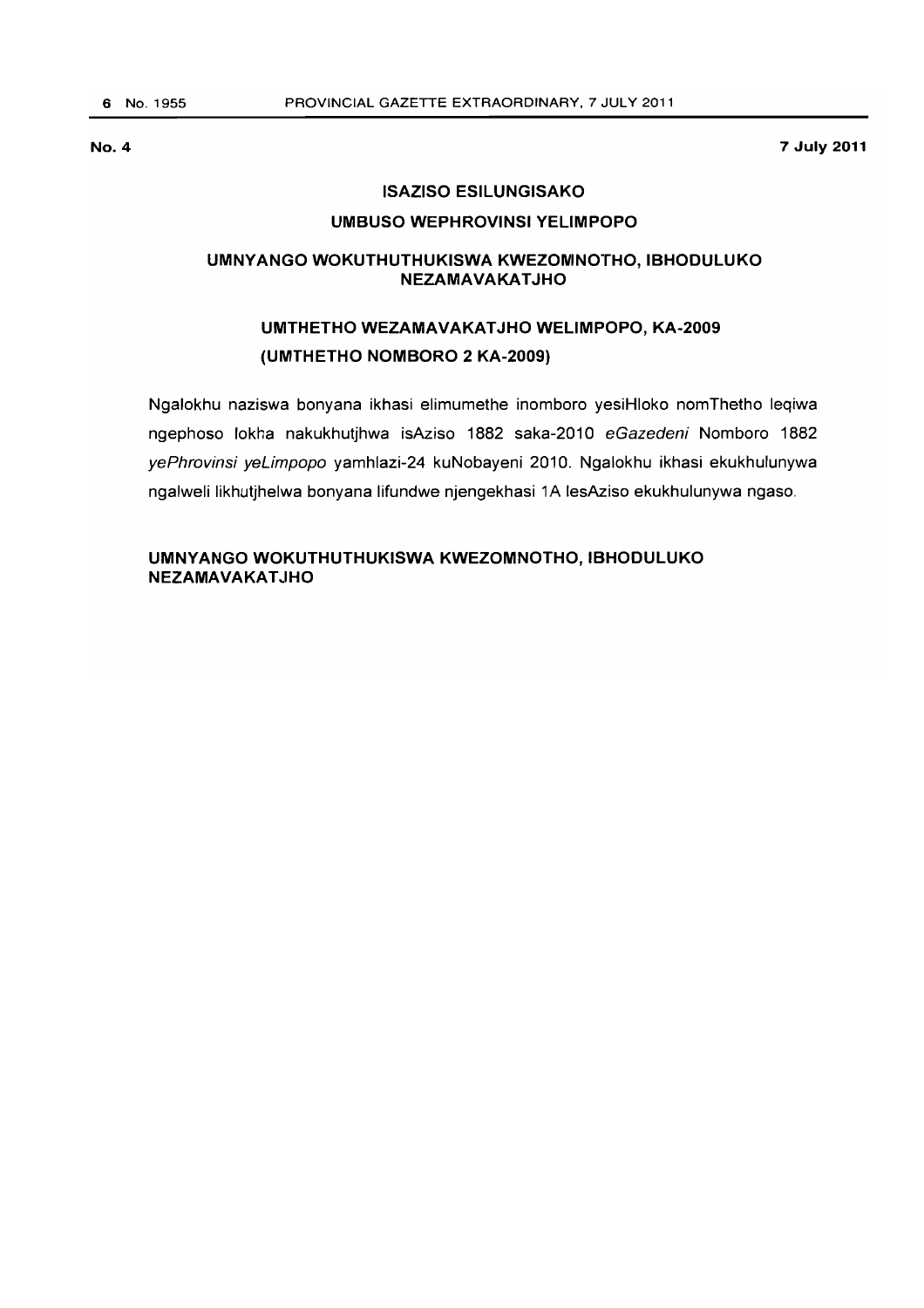**No. 4** **7 July 2011**

## ISAZISO ESILUNGISAKO

## UMBUSO WEPHROVINSI YELIMPOPO

## UMNYANGO WOKUTHUTHUKISWA KWEZOMNOTHO, IBHODULUKO NEZAMAVAKATJHO

## UMTHETHO WEZAMAVAKATJHO WELIMPOPO, KA-2009 (UMTHETHO NOMBORO 2 KA-2009)

Ngalokhu naziswa bonyana ikhasi elimumethe inomboro yesiHloko nomThetho leqiwa ngephoso lokha nakukhutjhwa isAziso 1882 saka-2010 *eGazedeni* Nomboro 1882 *yePhrovinsi yeLimpopo* yamhlazi-24 kuNobayeni 2010. Ngalokhu ikhasi ekukhulunywa ngalweli likhutjhelwa bonyana lifundwe njengekhasi 1A lesAziso ekukhulunywa ngaso.

**UMNYANGO WOKUTHUTHUKISWA KWEZOMNOTHO, IBHODULUKO NEZAMAVAKATJHO**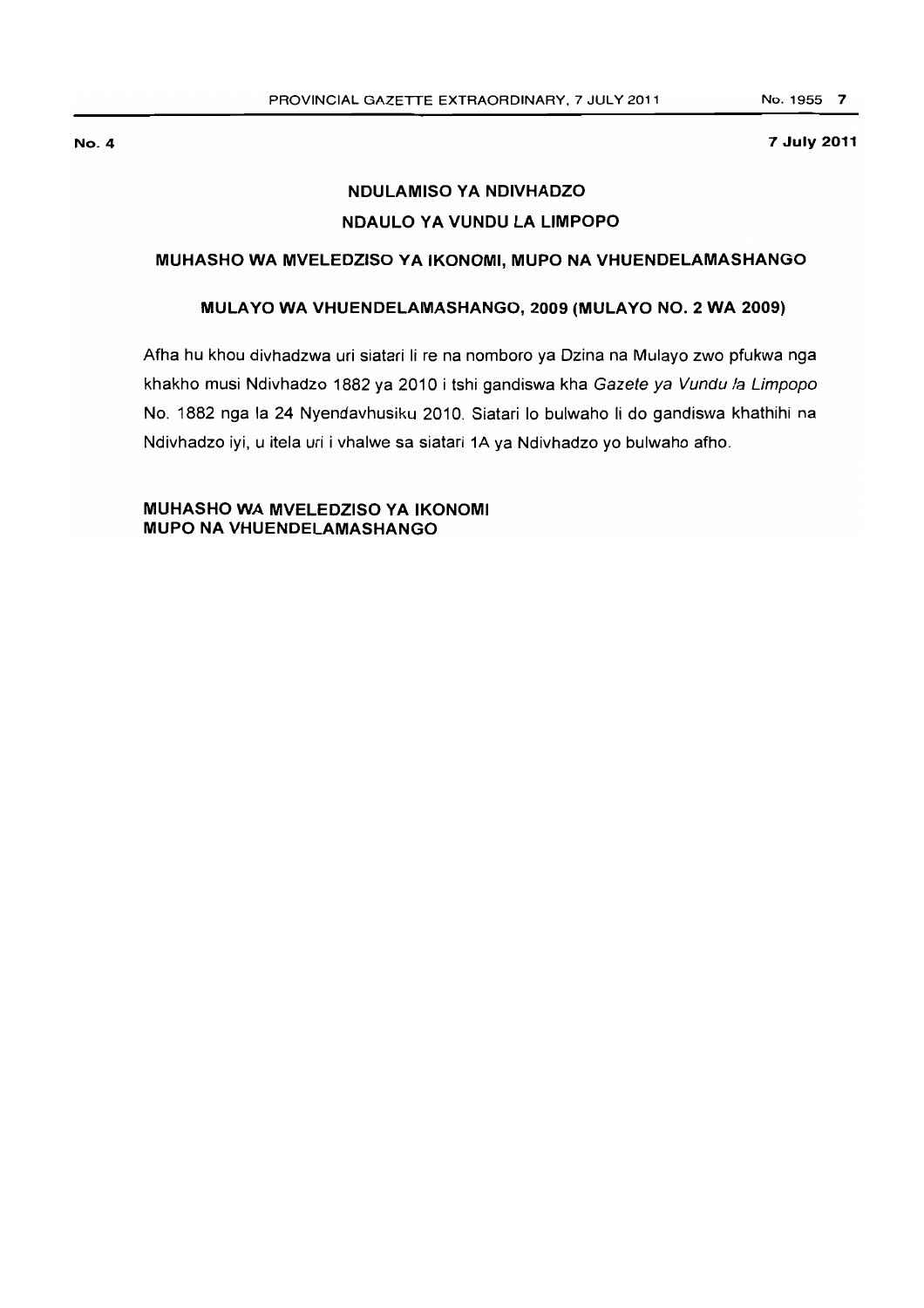**No. 4** **7 July 2011**

## NDULAMISO YA NDIVHADZO

## NDAULO YA VUNDU LA LIMPOPO

### MUHASHO WA MVELEDZISO YA IKONOMI, MUPO NA VHUENDELAMASHANGO

### MULAYO WA VHUENDELAMASHANGO, 2009 (MULAYO NO. 2 WA 2009)

Afha hu khou divhadzwa uri siatari li re na nomboro ya Dzina na Mulayo zwo pfukwa nga khakho musi Ndivhadzo 1882 ya 2010 i tshi gandiswa kha *Gazete ya Vundu la Limpopo* No. 1882 nga la 24 Nyendavhusiku 2010. Siatari lo bulwaho li do gandiswa khathihi na Ndivhadzo iyi, u itela uri i vhalwe sa siatari 1A ya Ndivhadzo yo bulwaho afho.

**MUHASHO WA MVELEDZISO YA IKONOMI**
**MUPO NA VHUENDELAMASHANGO**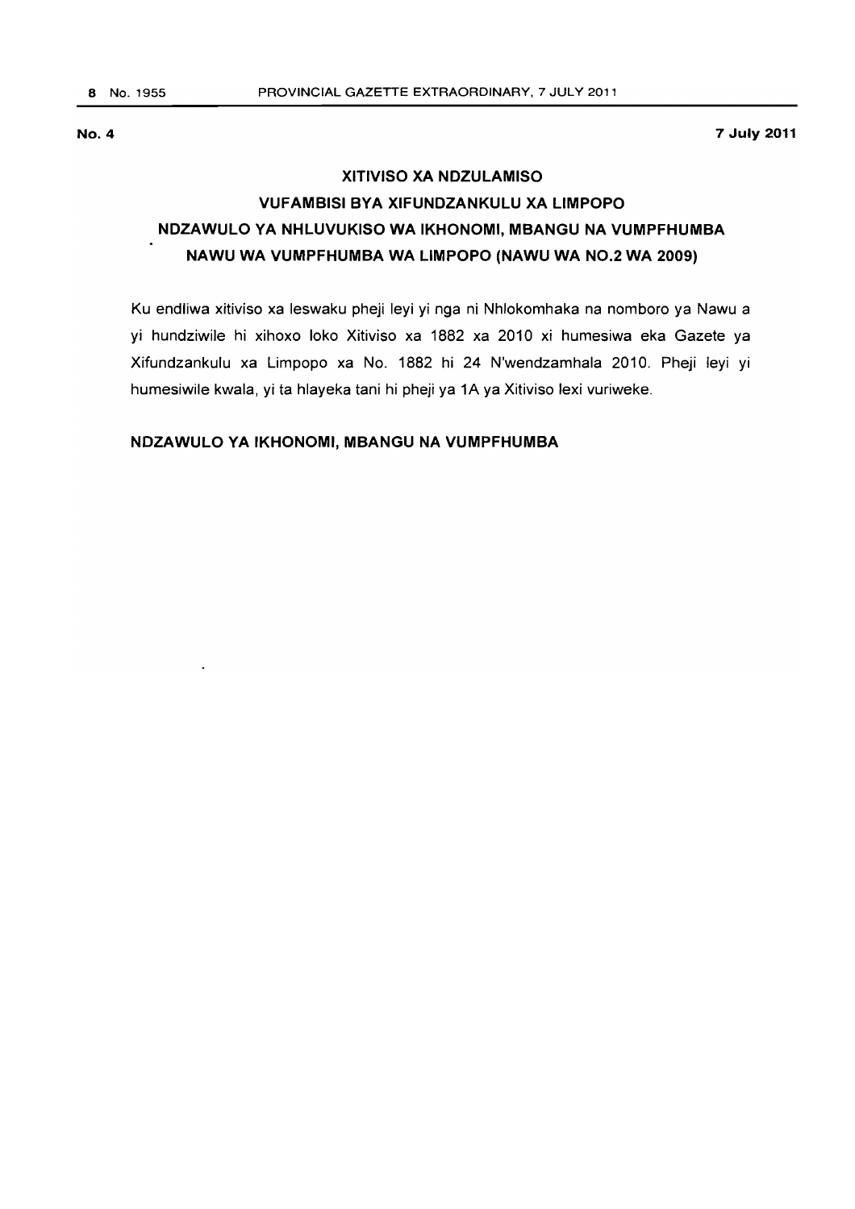**No. 4** **7 July 2011**

## XITIVISO XA NDZULAMISO
## VUFAMBISI BYA XIFUNDZANKULU XA LIMPOPO
## NDZAWULO YA NHLUVUKISO WA IKHONOMI, MBANGU NA VUMPFHUMBA
## NAWU WA VUMPFHUMBA WA LIMPOPO (NAWU WA NO.2 WA 2009)

Ku endliwa xitiviso xa leswaku pheji leyi yi nga ni Nhlokomhaka na nomboro ya Nawu a yi hundziwile hi xihoxo loko Xitiviso xa 1882 xa 2010 xi humesiwa eka Gazete ya Xifundzankulu xa Limpopo xa No. 1882 hi 24 N'wendzamhala 2010. Pheji leyi yi humesiwile kwala, yi ta hlayeka tani hi pheji ya 1A ya Xitiviso lexi vuriweke.

**NDZAWULO YA IKHONOMI, MBANGU NA VUMPFHUMBA**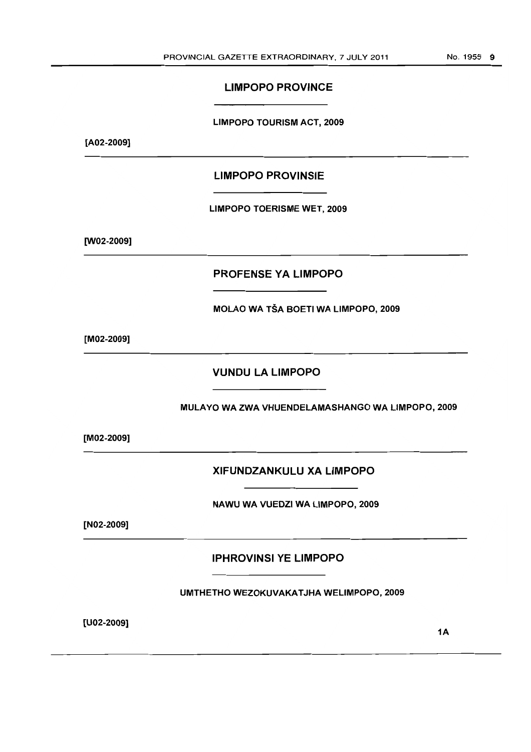## LIMPOPO PROVINCE

LIMPOPO TOURISM ACT, 2009

[A02-2009]

## LIMPOPO PROVINSIE

LIMPOPO TOERISME WET, 2009

[W02-2009]

## PROFENSE YA LIMPOPO

MOLAO WA TŠA BOETI WA LIMPOPO, 2009

[M02-2009]

## VUNDU LA LIMPOPO

MULAYO WA ZWA VHUENDELAMASHANGO WA LIMPOPO, 2009

[M02-2009]

## XIFUNDZANKULU XA LIMPOPO

NAWU WA VUEDZI WA LIMPOPO, 2009

[N02-2009]

## IPHROVINSI YE LIMPOPO

UMTHETHO WEZOKUVAKATJHA WELIMPOPO, 2009

[U02-2009]

1A